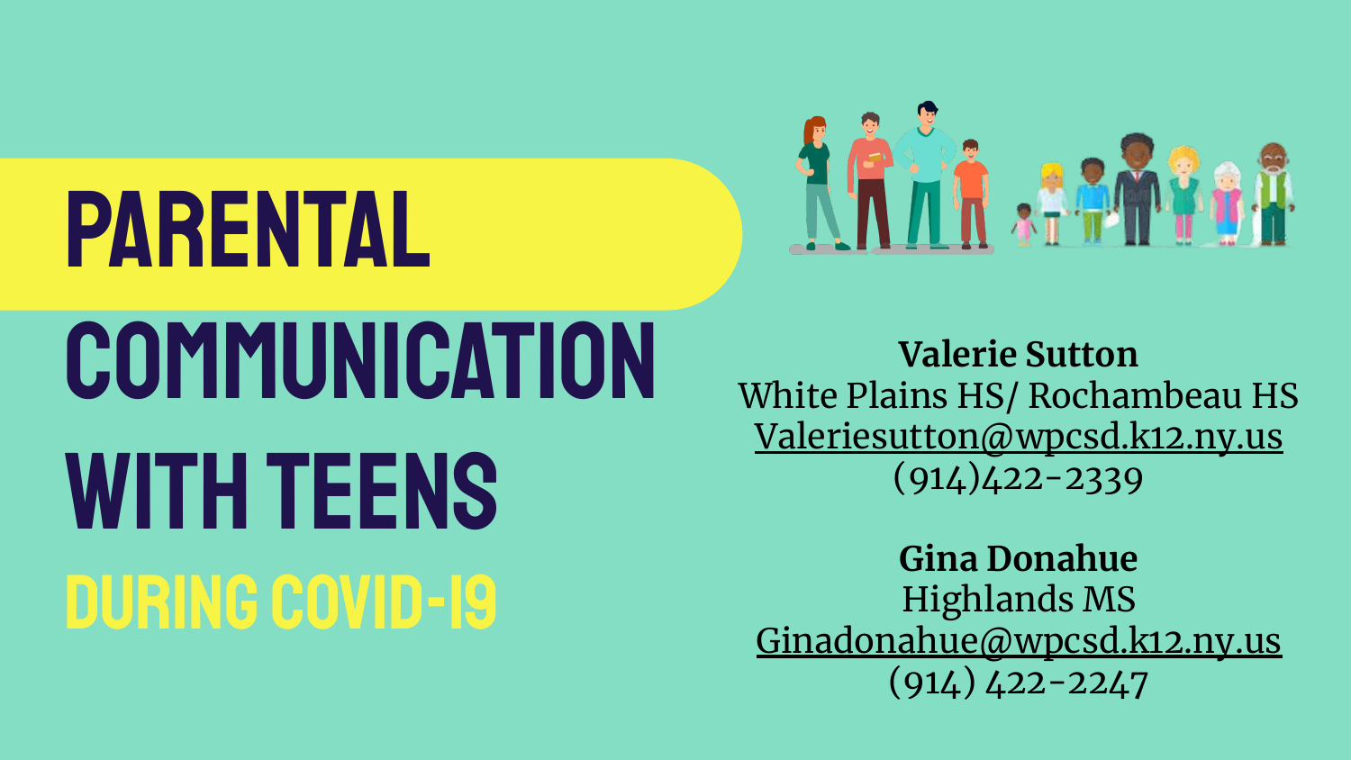# PARENTAL COMMUNICATION WITH TEENS

## DURING COVID-19

**Valerie Sutton**
White Plains HS/ Rochambeau HS
Valeriesutton@wpcsd.k12.ny.us
(914)422-2339

**Gina Donahue**
Highlands MS
Ginadonahue@wpcsd.k12.ny.us
(914) 422-2247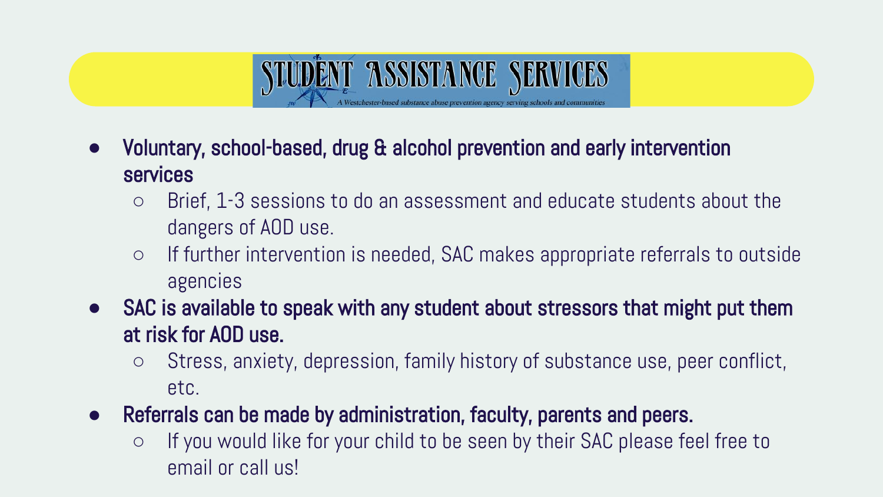# STUDENT ASSISTANCE SERVICES

A Westchester-based substance abuse prevention agency serving schools and communities

- **Voluntary, school-based, drug & alcohol prevention and early intervention services**
  - Brief, 1-3 sessions to do an assessment and educate students about the dangers of AOD use.
  - If further intervention is needed, SAC makes appropriate referrals to outside agencies
- **SAC is available to speak with any student about stressors that might put them at risk for AOD use.**
  - Stress, anxiety, depression, family history of substance use, peer conflict, etc.
- **Referrals can be made by administration, faculty, parents and peers.**
  - If you would like for your child to be seen by their SAC please feel free to email or call us!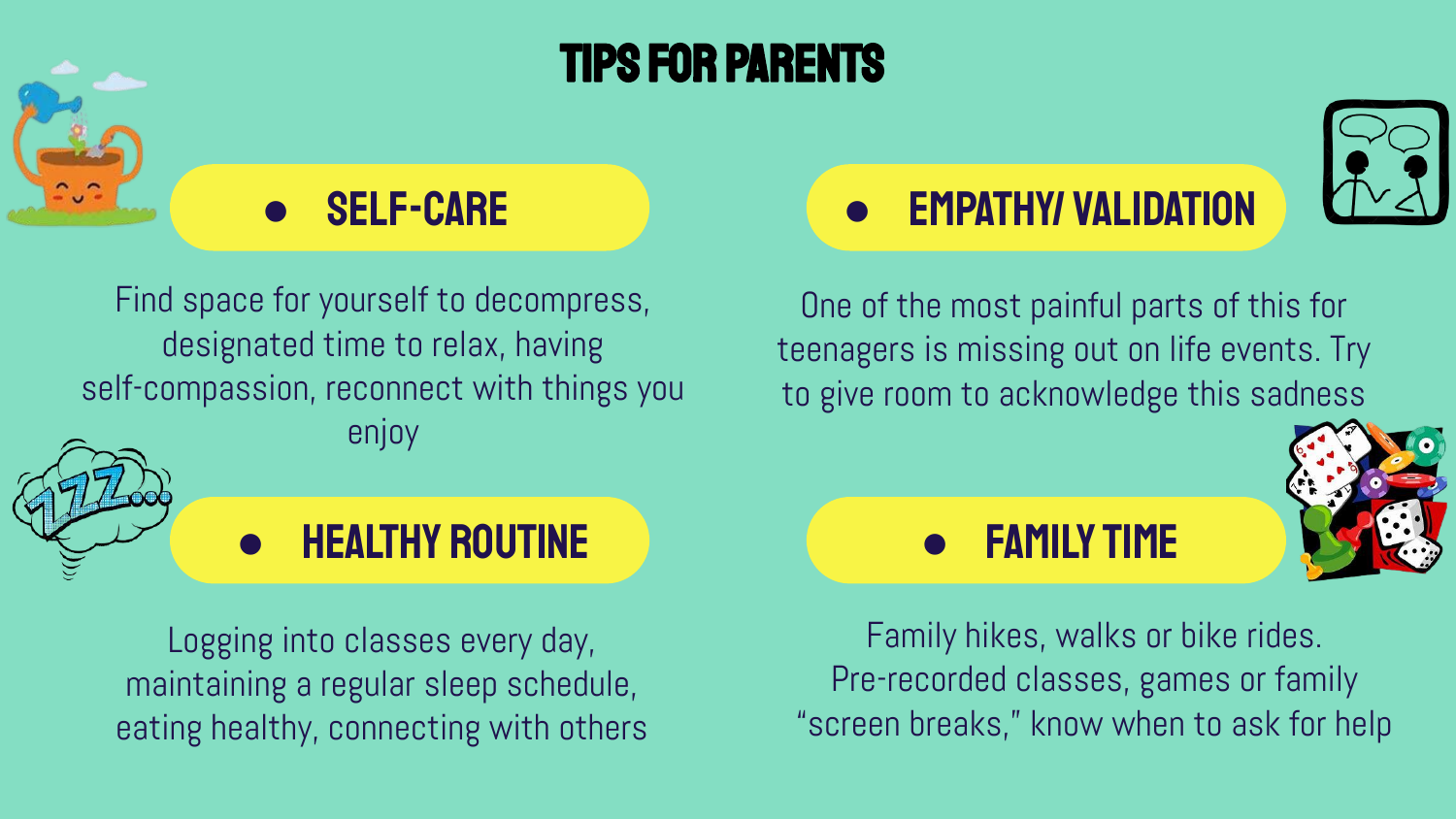# TIPS FOR PARENTS

## SELF-CARE

Find space for yourself to decompress, designated time to relax, having self-compassion, reconnect with things you enjoy

## EMPATHY/ VALIDATION

One of the most painful parts of this for teenagers is missing out on life events. Try to give room to acknowledge this sadness

## HEALTHY ROUTINE

Logging into classes every day, maintaining a regular sleep schedule, eating healthy, connecting with others

## FAMILY TIME

Family hikes, walks or bike rides. Pre-recorded classes, games or family "screen breaks," know when to ask for help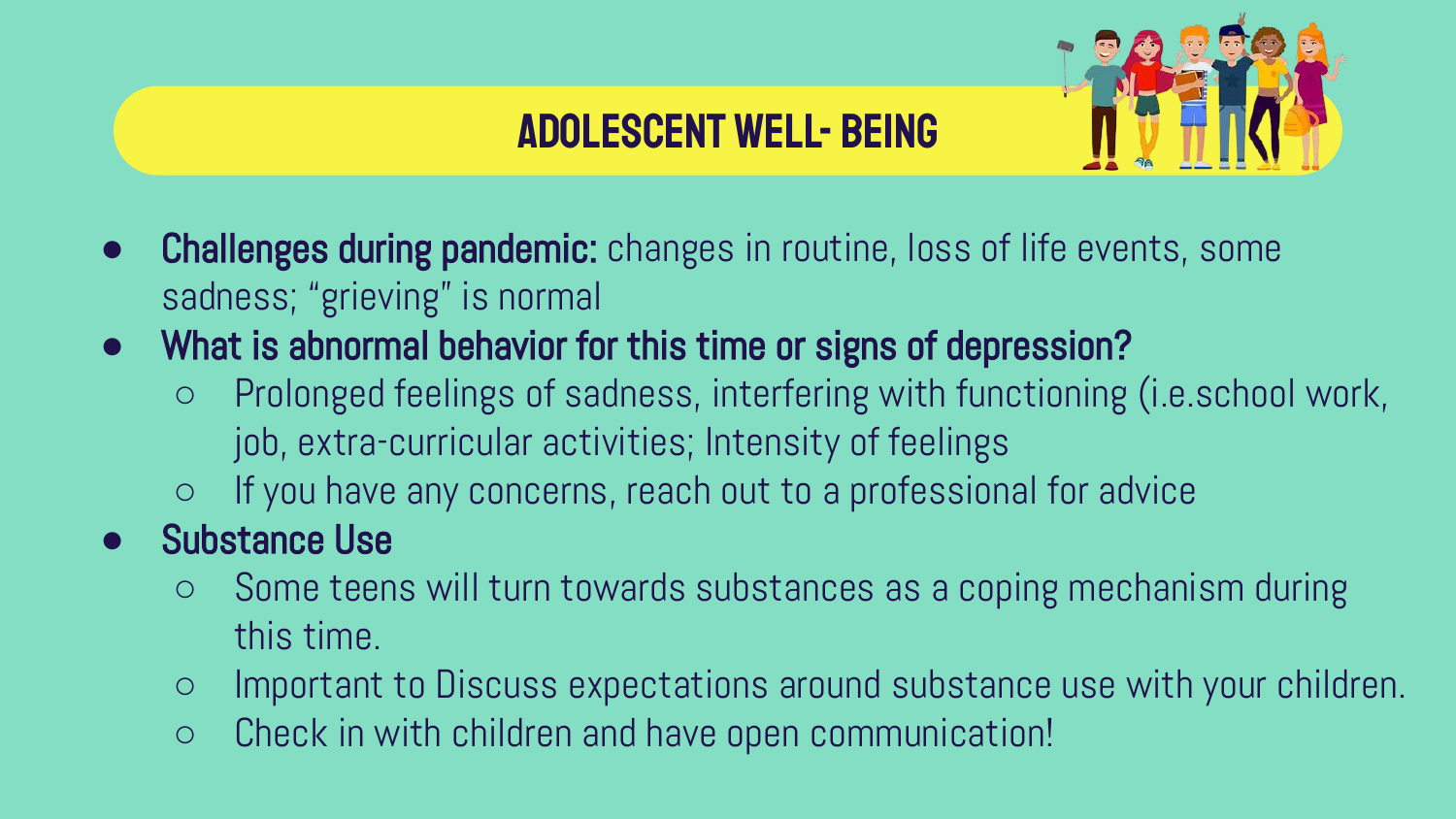# ADOLESCENT WELL- BEING

- **Challenges during pandemic:** changes in routine, loss of life events, some sadness; "grieving" is normal
- **What is abnormal behavior for this time or signs of depression?**
  - Prolonged feelings of sadness, interfering with functioning (i.e.school work, job, extra-curricular activities; Intensity of feelings
  - If you have any concerns, reach out to a professional for advice
- **Substance Use**
  - Some teens will turn towards substances as a coping mechanism during this time.
  - Important to Discuss expectations around substance use with your children.
  - Check in with children and have open communication!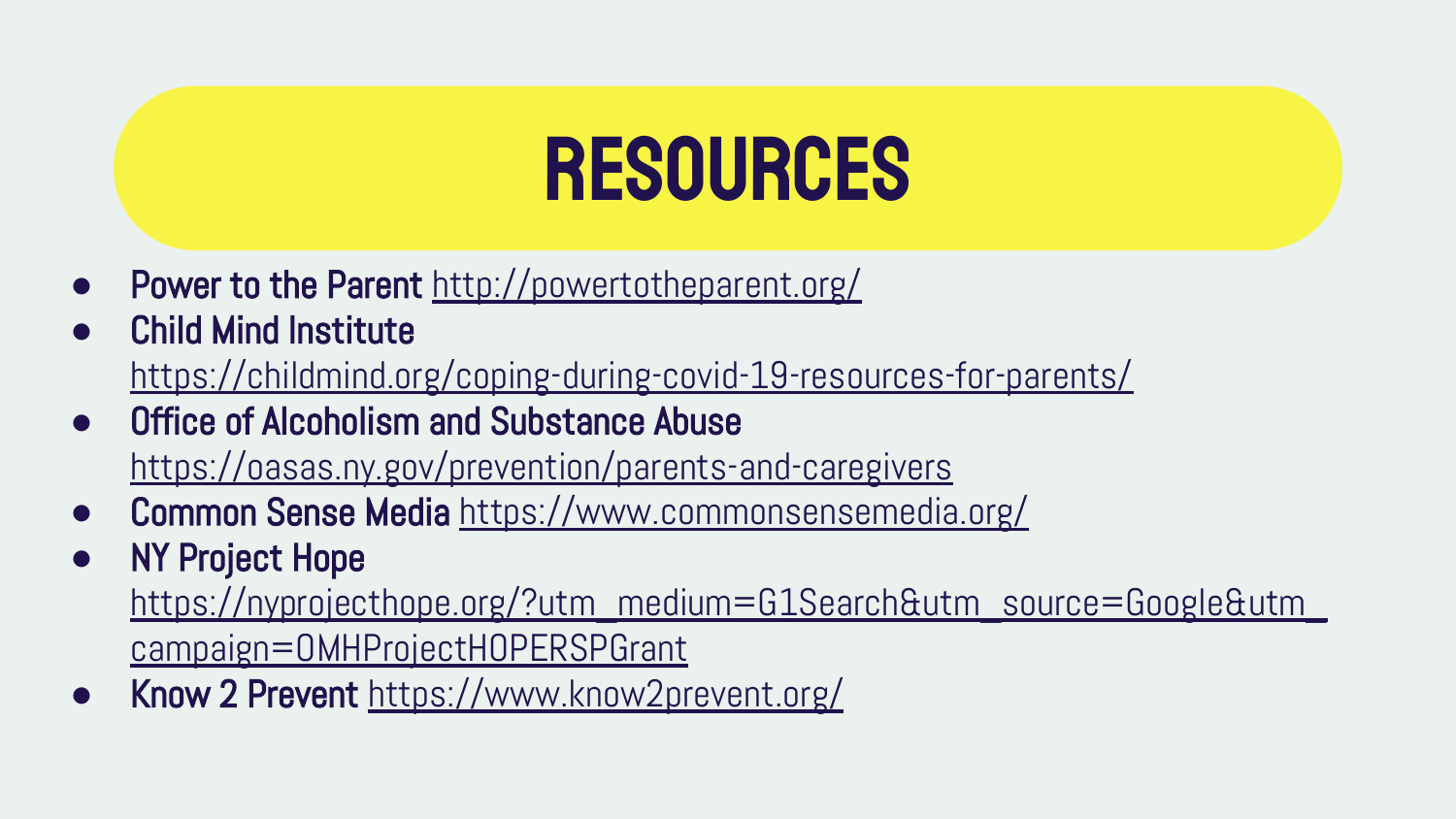# RESOURCES

- **Power to the Parent** http://powertotheparent.org/
- **Child Mind Institute** https://childmind.org/coping-during-covid-19-resources-for-parents/
- **Office of Alcoholism and Substance Abuse** https://oasas.ny.gov/prevention/parents-and-caregivers
- **Common Sense Media** https://www.commonsensemedia.org/
- **NY Project Hope** https://nyprojecthope.org/?utm_medium=G1Search&utm_source=Google&utm_campaign=OMHProjectHOPERSPGrant
- **Know 2 Prevent** https://www.know2prevent.org/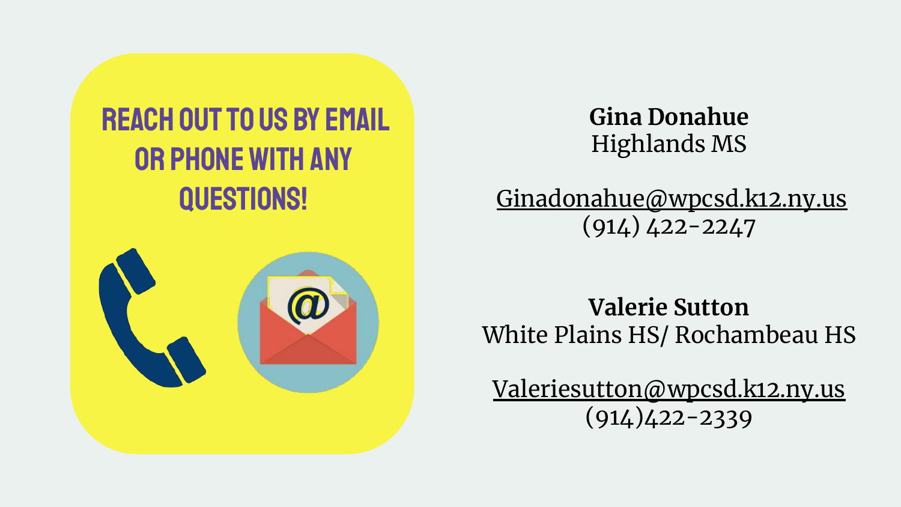# REACH OUT TO US BY EMAIL OR PHONE WITH ANY QUESTIONS!

**Gina Donahue**
Highlands MS

Ginadonahue@wpcsd.k12.ny.us
(914) 422-2247

**Valerie Sutton**
White Plains HS/ Rochambeau HS

Valeriesutton@wpcsd.k12.ny.us
(914)422-2339